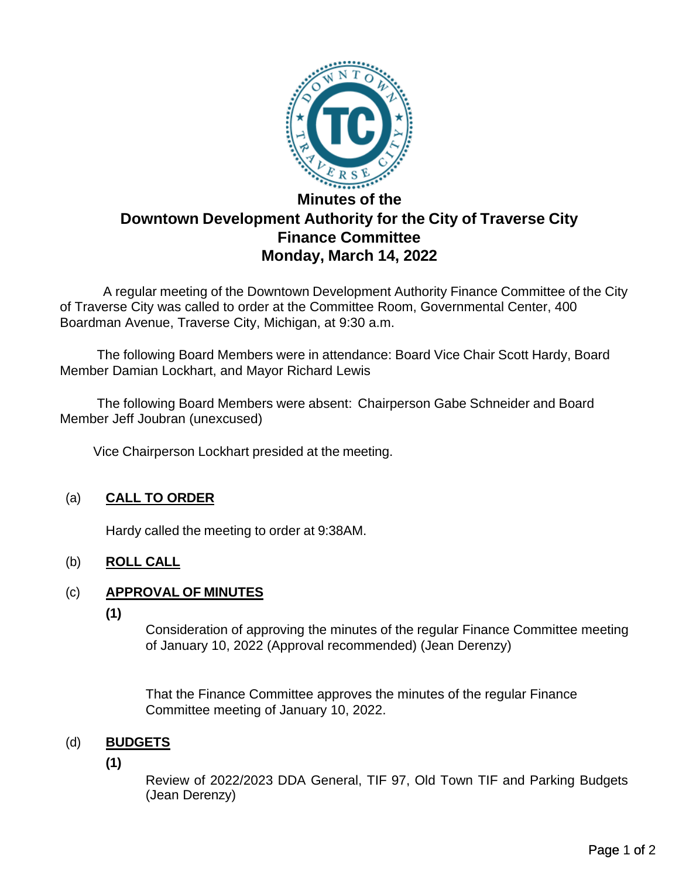# Minutes of the
# Downtown Development Authority for the City of Traverse City
# Finance Committee
# Monday, March 14, 2022

A regular meeting of the Downtown Development Authority Finance Committee of the City of Traverse City was called to order at the Committee Room, Governmental Center, 400 Boardman Avenue, Traverse City, Michigan, at 9:30 a.m.

The following Board Members were in attendance: Board Vice Chair Scott Hardy, Board Member Damian Lockhart, and Mayor Richard Lewis

The following Board Members were absent: Chairperson Gabe Schneider and Board Member Jeff Joubran (unexcused)

Vice Chairperson Lockhart presided at the meeting.

(a) **CALL TO ORDER**

Hardy called the meeting to order at 9:38AM.

(b) **ROLL CALL**

(c) **APPROVAL OF MINUTES**

**(1)**

Consideration of approving the minutes of the regular Finance Committee meeting of January 10, 2022 (Approval recommended) (Jean Derenzy)

That the Finance Committee approves the minutes of the regular Finance Committee meeting of January 10, 2022.

(d) **BUDGETS**

**(1)**

Review of 2022/2023 DDA General, TIF 97, Old Town TIF and Parking Budgets (Jean Derenzy)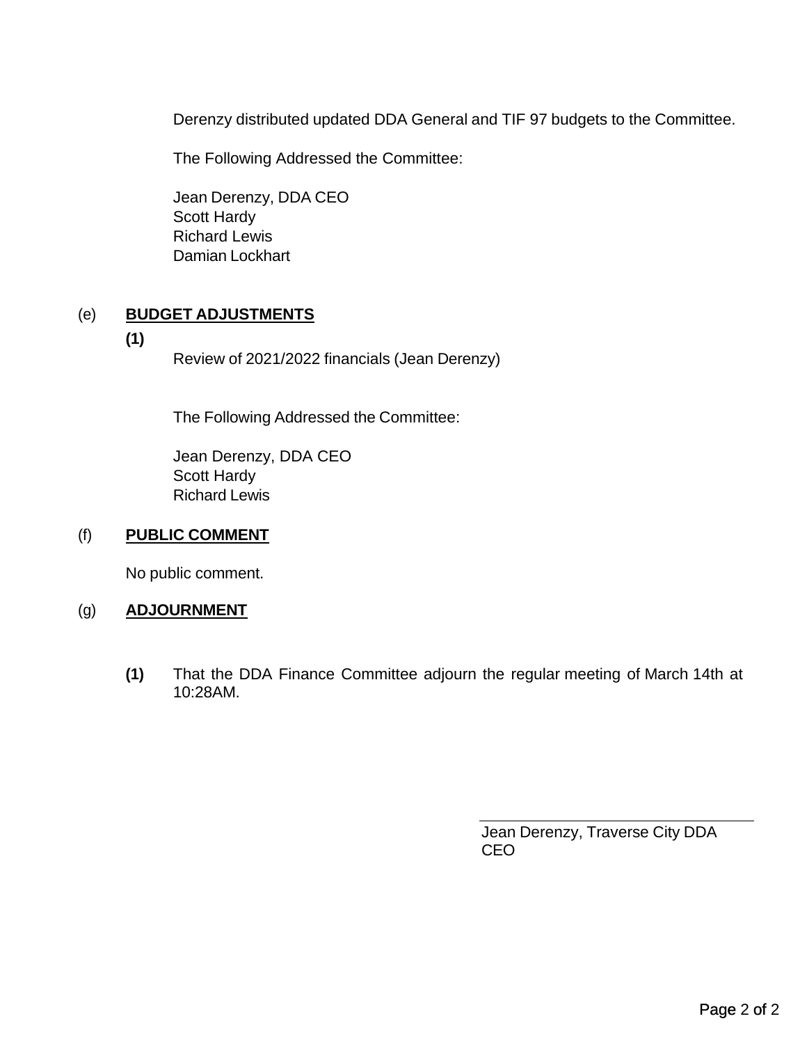Derenzy distributed updated DDA General and TIF 97 budgets to the Committee.

The Following Addressed the Committee:

Jean Derenzy, DDA CEO
Scott Hardy
Richard Lewis
Damian Lockhart

## (e) BUDGET ADJUSTMENTS

**(1)**

Review of 2021/2022 financials (Jean Derenzy)

The Following Addressed the Committee:

Jean Derenzy, DDA CEO
Scott Hardy
Richard Lewis

## (f) PUBLIC COMMENT

No public comment.

## (g) ADJOURNMENT

**(1)** That the DDA Finance Committee adjourn the regular meeting of March 14th at 10:28AM.

Jean Derenzy, Traverse City DDA CEO